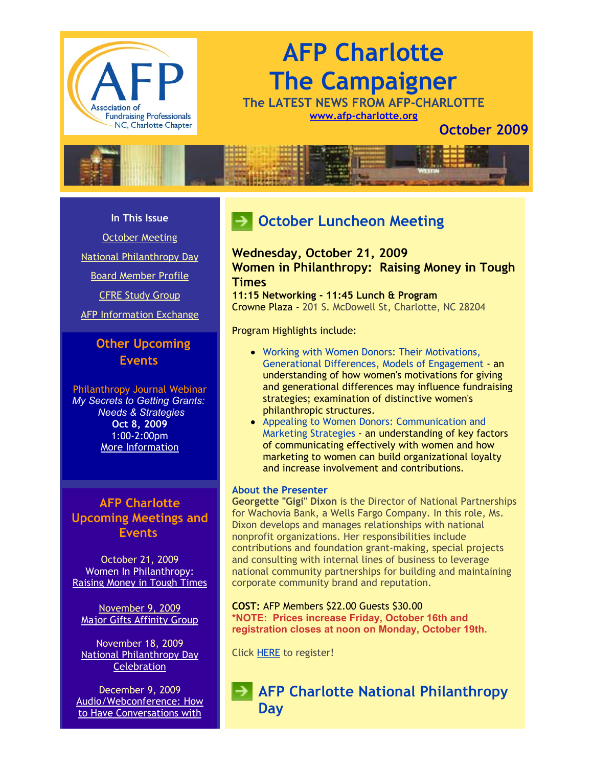# AFP Charlotte The Campaigner

**The LATEST NEWS FROM AFP-CHARLOTTE**

www.afp-charlotte.org

**October 2009**

**In This Issue**

- October Meeting
- National Philanthropy Day
- Board Member Profile
- CFRE Study Group
- AFP Information Exchange

## Other Upcoming Events

Philanthropy Journal Webinar
*My Secrets to Getting Grants: Needs & Strategies*
**Oct 8, 2009**
1:00-2:00pm
More Information

## AFP Charlotte Upcoming Meetings and Events

October 21, 2009
Women In Philanthropy: Raising Money in Tough Times

November 9, 2009
Major Gifts Affinity Group

November 18, 2009
National Philanthropy Day Celebration

December 9, 2009
Audio/Webconference: How to Have Conversations with

## October Luncheon Meeting

### Wednesday, October 21, 2009
### Women in Philanthropy: Raising Money in Tough Times

**11:15 Networking - 11:45 Lunch & Program**
Crowne Plaza - 201 S. McDowell St, Charlotte, NC 28204

Program Highlights include:

- Working with Women Donors: Their Motivations, Generational Differences, Models of Engagement - an understanding of how women's motivations for giving and generational differences may influence fundraising strategies; examination of distinctive women's philanthropic structures.
- Appealing to Women Donors: Communication and Marketing Strategies - an understanding of key factors of communicating effectively with women and how marketing to women can build organizational loyalty and increase involvement and contributions.

**About the Presenter**
**Georgette "Gigi" Dixon** is the Director of National Partnerships for Wachovia Bank, a Wells Fargo Company. In this role, Ms. Dixon develops and manages relationships with national nonprofit organizations. Her responsibilities include contributions and foundation grant-making, special projects and consulting with internal lines of business to leverage national community partnerships for building and maintaining corporate community brand and reputation.

**COST:** AFP Members $22.00 Guests $30.00
**\*NOTE: Prices increase Friday, October 16th and registration closes at noon on Monday, October 19th.**

Click HERE to register!

## AFP Charlotte National Philanthropy Day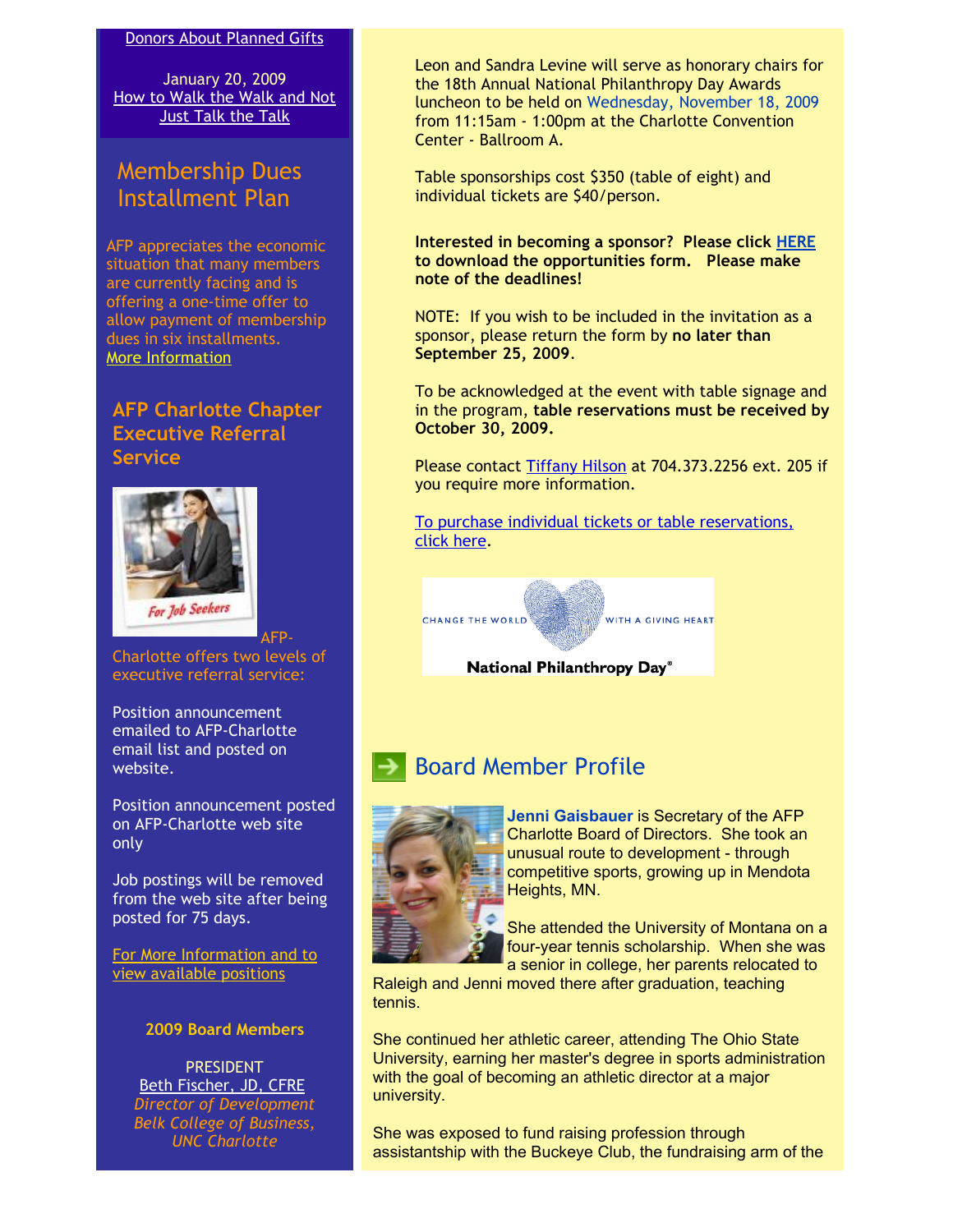Donors About Planned Gifts

January 20, 2009
How to Walk the Walk and Not Just Talk the Talk

## Membership Dues Installment Plan

AFP appreciates the economic situation that many members are currently facing and is offering a one-time offer to allow payment of membership dues in six installments.
More Information

## AFP Charlotte Chapter Executive Referral Service

For Job Seekers

AFP-Charlotte offers two levels of executive referral service:

Position announcement emailed to AFP-Charlotte email list and posted on website.

Position announcement posted on AFP-Charlotte web site only

Job postings will be removed from the web site after being posted for 75 days.

For More Information and to view available positions

### 2009 Board Members

PRESIDENT
Beth Fischer, JD, CFRE
*Director of Development*
*Belk College of Business, UNC Charlotte*

Leon and Sandra Levine will serve as honorary chairs for the 18th Annual National Philanthropy Day Awards luncheon to be held on Wednesday, November 18, 2009 from 11:15am - 1:00pm at the Charlotte Convention Center - Ballroom A.

Table sponsorships cost $350 (table of eight) and individual tickets are $40/person.

**Interested in becoming a sponsor? Please click HERE to download the opportunities form. Please make note of the deadlines!**

NOTE: If you wish to be included in the invitation as a sponsor, please return the form by **no later than September 25, 2009**.

To be acknowledged at the event with table signage and in the program, **table reservations must be received by October 30, 2009.**

Please contact Tiffany Hilson at 704.373.2256 ext. 205 if you require more information.

To purchase individual tickets or table reservations, click here.

CHANGE THE WORLD WITH A GIVING HEART
National Philanthropy Day®

## Board Member Profile

**Jenni Gaisbauer** is Secretary of the AFP Charlotte Board of Directors. She took an unusual route to development - through competitive sports, growing up in Mendota Heights, MN.

She attended the University of Montana on a four-year tennis scholarship. When she was a senior in college, her parents relocated to Raleigh and Jenni moved there after graduation, teaching tennis.

She continued her athletic career, attending The Ohio State University, earning her master's degree in sports administration with the goal of becoming an athletic director at a major university.

She was exposed to fund raising profession through assistantship with the Buckeye Club, the fundraising arm of the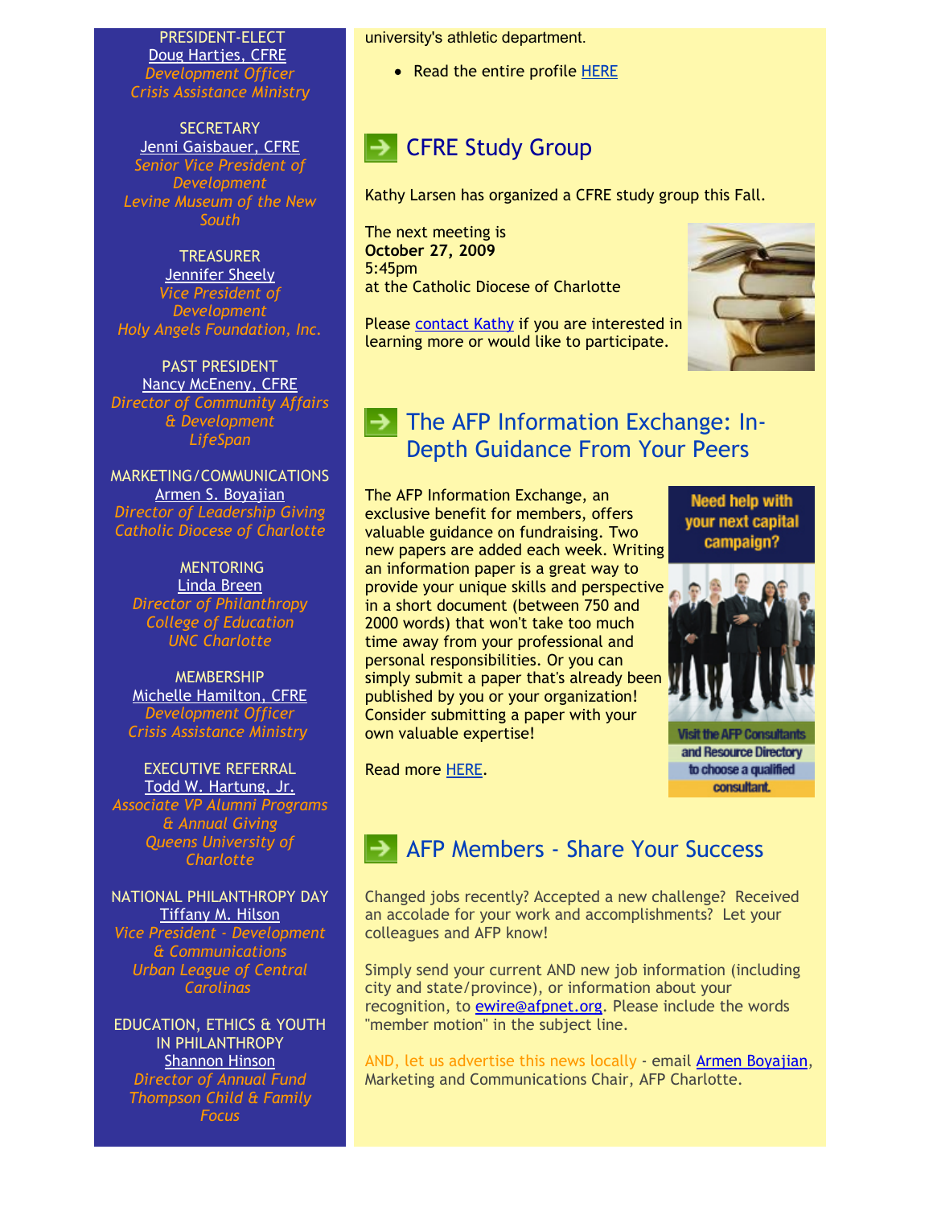PRESIDENT-ELECT
Doug Hartjes, CFRE
*Development Officer*
*Crisis Assistance Ministry*

SECRETARY
Jenni Gaisbauer, CFRE
*Senior Vice President of Development*
*Levine Museum of the New South*

TREASURER
Jennifer Sheely
*Vice President of Development*
*Holy Angels Foundation, Inc.*

PAST PRESIDENT
Nancy McEneny, CFRE
*Director of Community Affairs & Development*
*LifeSpan*

MARKETING/COMMUNICATIONS
Armen S. Boyajian
*Director of Leadership Giving*
*Catholic Diocese of Charlotte*

MENTORING
Linda Breen
*Director of Philanthropy*
*College of Education*
*UNC Charlotte*

MEMBERSHIP
Michelle Hamilton, CFRE
*Development Officer*
*Crisis Assistance Ministry*

EXECUTIVE REFERRAL
Todd W. Hartung, Jr.
*Associate VP Alumni Programs & Annual Giving*
*Queens University of Charlotte*

NATIONAL PHILANTHROPY DAY
Tiffany M. Hilson
*Vice President - Development & Communications*
*Urban League of Central Carolinas*

EDUCATION, ETHICS & YOUTH IN PHILANTHROPY
Shannon Hinson
*Director of Annual Fund*
*Thompson Child & Family Focus*

university's athletic department.

- Read the entire profile HERE

## CFRE Study Group

Kathy Larsen has organized a CFRE study group this Fall.

The next meeting is
**October 27, 2009**
5:45pm
at the Catholic Diocese of Charlotte

Please contact Kathy if you are interested in learning more or would like to participate.

## The AFP Information Exchange: In-Depth Guidance From Your Peers

The AFP Information Exchange, an exclusive benefit for members, offers valuable guidance on fundraising. Two new papers are added each week. Writing an information paper is a great way to provide your unique skills and perspective in a short document (between 750 and 2000 words) that won't take too much time away from your professional and personal responsibilities. Or you can simply submit a paper that's already been published by you or your organization! Consider submitting a paper with your own valuable expertise!

Read more HERE.

Need help with your next capital campaign?

Visit the AFP Consultants and Resource Directory to choose a qualified consultant.

## AFP Members - Share Your Success

Changed jobs recently? Accepted a new challenge? Received an accolade for your work and accomplishments? Let your colleagues and AFP know!

Simply send your current AND new job information (including city and state/province), or information about your recognition, to ewire@afpnet.org. Please include the words "member motion" in the subject line.

AND, let us advertise this news locally - email Armen Boyajian, Marketing and Communications Chair, AFP Charlotte.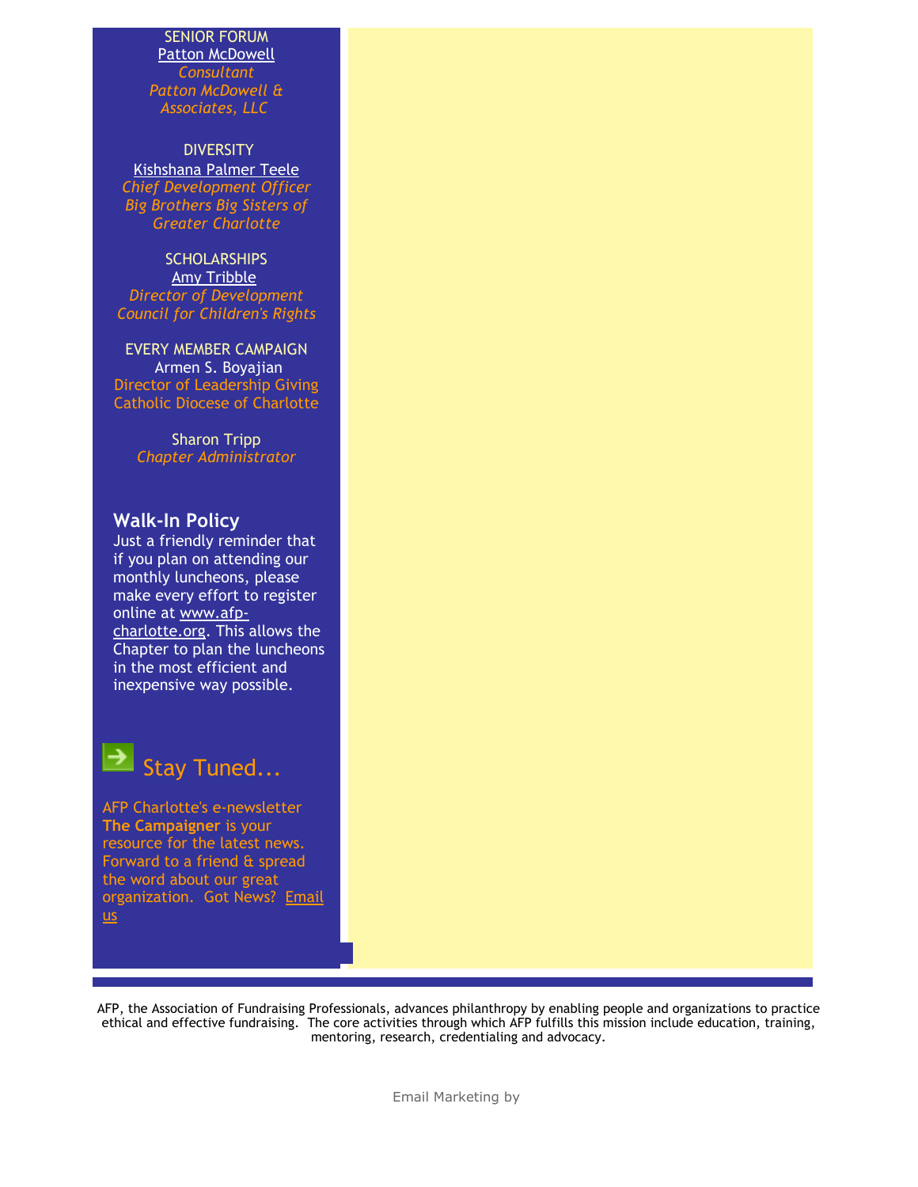SENIOR FORUM
Patton McDowell
*Consultant*
*Patton McDowell & Associates, LLC*

DIVERSITY
Kishshana Palmer Teele
*Chief Development Officer*
*Big Brothers Big Sisters of Greater Charlotte*

SCHOLARSHIPS
Amy Tribble
*Director of Development*
*Council for Children's Rights*

EVERY MEMBER CAMPAIGN
Armen S. Boyajian
Director of Leadership Giving
Catholic Diocese of Charlotte

Sharon Tripp
*Chapter Administrator*

## Walk-In Policy

Just a friendly reminder that if you plan on attending our monthly luncheons, please make every effort to register online at www.afp-charlotte.org. This allows the Chapter to plan the luncheons in the most efficient and inexpensive way possible.

## Stay Tuned...

AFP Charlotte's e-newsletter **The Campaigner** is your resource for the latest news. Forward to a friend & spread the word about our great organization. Got News? Email us

AFP, the Association of Fundraising Professionals, advances philanthropy by enabling people and organizations to practice ethical and effective fundraising. The core activities through which AFP fulfills this mission include education, training, mentoring, research, credentialing and advocacy.

Email Marketing by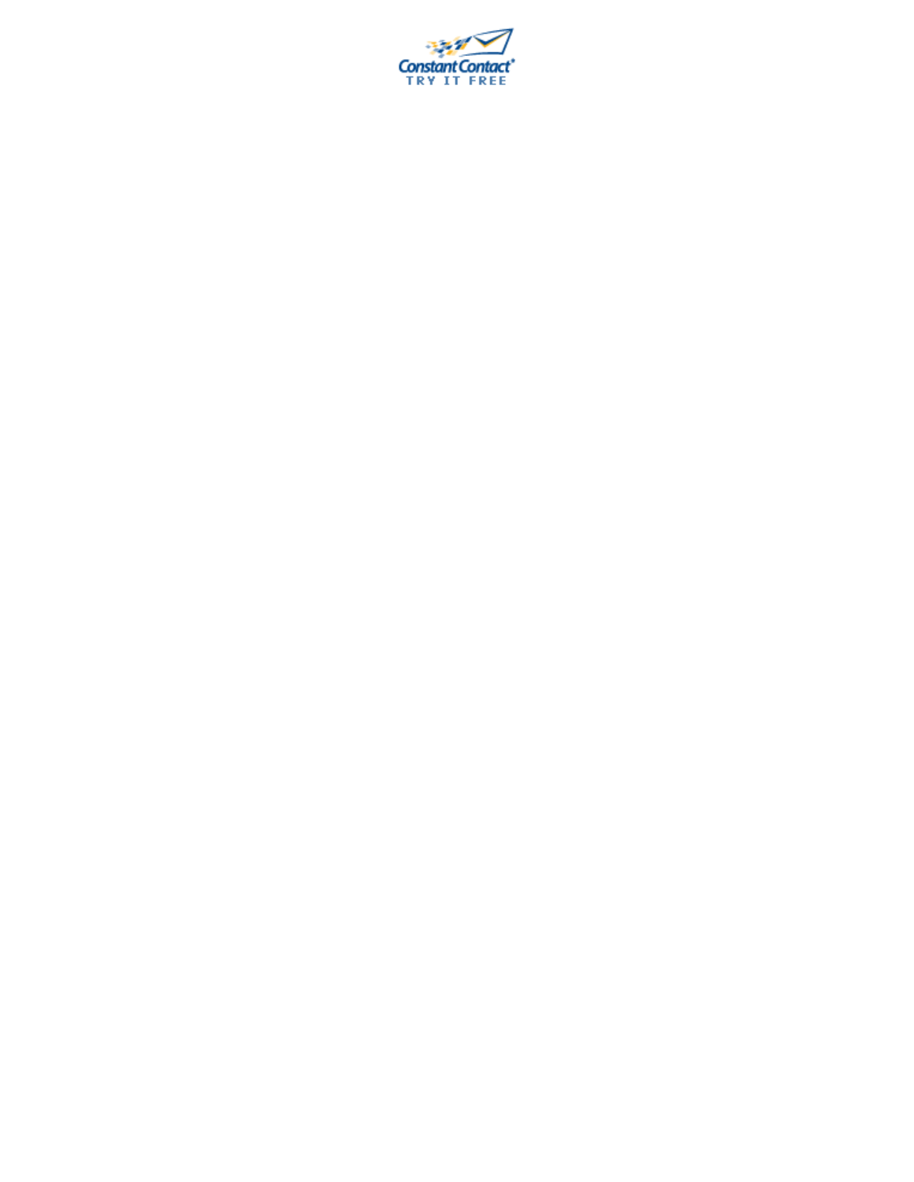Constant Contact®
TRY IT FREE